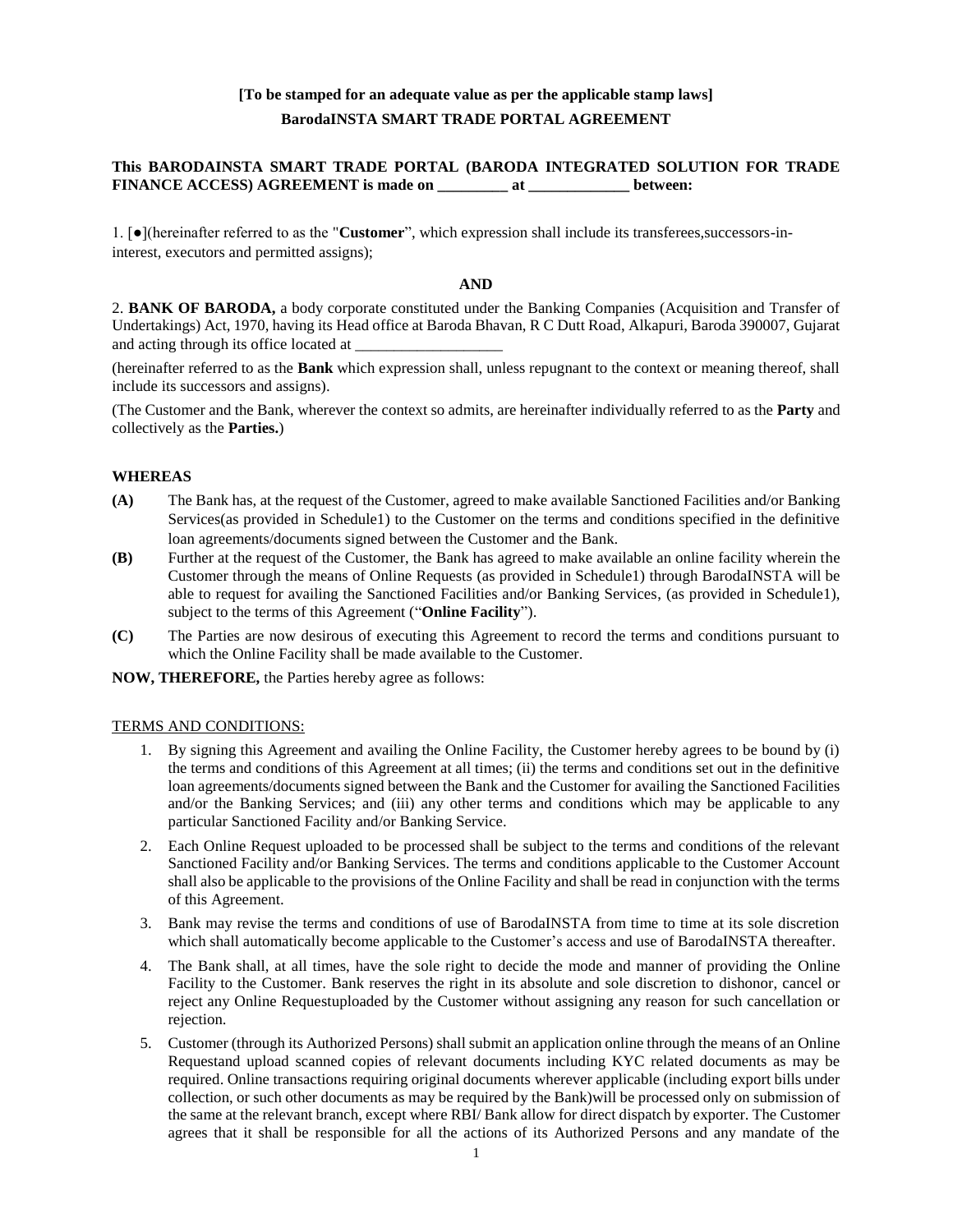**[To be stamped for an adequate value as per the applicable stamp laws]**

**BarodaINSTA SMART TRADE PORTAL AGREEMENT**

**This BARODAINSTA SMART TRADE PORTAL (BARODA INTEGRATED SOLUTION FOR TRADE FINANCE ACCESS) AGREEMENT is made on _________ at _____________ between:**

1. [●](hereinafter referred to as the "**Customer**", which expression shall include its transferees,successors-in-interest, executors and permitted assigns);

**AND**

2. **BANK OF BARODA,** a body corporate constituted under the Banking Companies (Acquisition and Transfer of Undertakings) Act, 1970, having its Head office at Baroda Bhavan, R C Dutt Road, Alkapuri, Baroda 390007, Gujarat and acting through its office located at ___________________

(hereinafter referred to as the **Bank** which expression shall, unless repugnant to the context or meaning thereof, shall include its successors and assigns).

(The Customer and the Bank, wherever the context so admits, are hereinafter individually referred to as the **Party** and collectively as the **Parties.**)

**WHEREAS**

**(A)** The Bank has, at the request of the Customer, agreed to make available Sanctioned Facilities and/or Banking Services(as provided in Schedule1) to the Customer on the terms and conditions specified in the definitive loan agreements/documents signed between the Customer and the Bank.

**(B)** Further at the request of the Customer, the Bank has agreed to make available an online facility wherein the Customer through the means of Online Requests (as provided in Schedule1) through BarodaINSTA will be able to request for availing the Sanctioned Facilities and/or Banking Services, (as provided in Schedule1), subject to the terms of this Agreement ("**Online Facility**").

**(C)** The Parties are now desirous of executing this Agreement to record the terms and conditions pursuant to which the Online Facility shall be made available to the Customer.

**NOW, THEREFORE,** the Parties hereby agree as follows:

TERMS AND CONDITIONS:

1. By signing this Agreement and availing the Online Facility, the Customer hereby agrees to be bound by (i) the terms and conditions of this Agreement at all times; (ii) the terms and conditions set out in the definitive loan agreements/documents signed between the Bank and the Customer for availing the Sanctioned Facilities and/or the Banking Services; and (iii) any other terms and conditions which may be applicable to any particular Sanctioned Facility and/or Banking Service.
2. Each Online Request uploaded to be processed shall be subject to the terms and conditions of the relevant Sanctioned Facility and/or Banking Services. The terms and conditions applicable to the Customer Account shall also be applicable to the provisions of the Online Facility and shall be read in conjunction with the terms of this Agreement.
3. Bank may revise the terms and conditions of use of BarodaINSTA from time to time at its sole discretion which shall automatically become applicable to the Customer's access and use of BarodaINSTA thereafter.
4. The Bank shall, at all times, have the sole right to decide the mode and manner of providing the Online Facility to the Customer. Bank reserves the right in its absolute and sole discretion to dishonor, cancel or reject any Online Requestuploaded by the Customer without assigning any reason for such cancellation or rejection.
5. Customer (through its Authorized Persons) shall submit an application online through the means of an Online Requestand upload scanned copies of relevant documents including KYC related documents as may be required. Online transactions requiring original documents wherever applicable (including export bills under collection, or such other documents as may be required by the Bank)will be processed only on submission of the same at the relevant branch, except where RBI/ Bank allow for direct dispatch by exporter. The Customer agrees that it shall be responsible for all the actions of its Authorized Persons and any mandate of the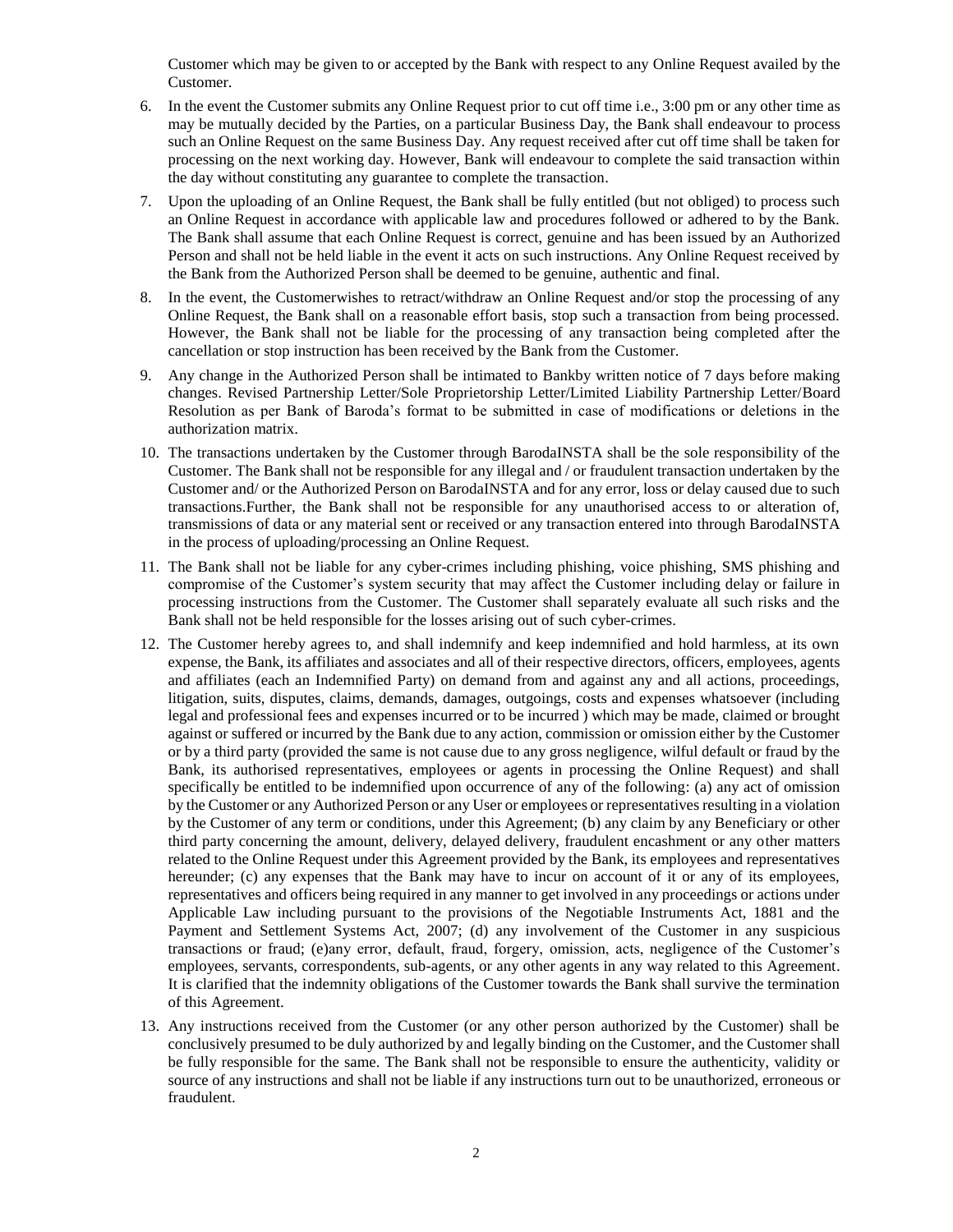Customer which may be given to or accepted by the Bank with respect to any Online Request availed by the Customer.

6. In the event the Customer submits any Online Request prior to cut off time i.e., 3:00 pm or any other time as may be mutually decided by the Parties, on a particular Business Day, the Bank shall endeavour to process such an Online Request on the same Business Day. Any request received after cut off time shall be taken for processing on the next working day. However, Bank will endeavour to complete the said transaction within the day without constituting any guarantee to complete the transaction.

7. Upon the uploading of an Online Request, the Bank shall be fully entitled (but not obliged) to process such an Online Request in accordance with applicable law and procedures followed or adhered to by the Bank. The Bank shall assume that each Online Request is correct, genuine and has been issued by an Authorized Person and shall not be held liable in the event it acts on such instructions. Any Online Request received by the Bank from the Authorized Person shall be deemed to be genuine, authentic and final.

8. In the event, the Customerwishes to retract/withdraw an Online Request and/or stop the processing of any Online Request, the Bank shall on a reasonable effort basis, stop such a transaction from being processed. However, the Bank shall not be liable for the processing of any transaction being completed after the cancellation or stop instruction has been received by the Bank from the Customer.

9. Any change in the Authorized Person shall be intimated to Bankby written notice of 7 days before making changes. Revised Partnership Letter/Sole Proprietorship Letter/Limited Liability Partnership Letter/Board Resolution as per Bank of Baroda's format to be submitted in case of modifications or deletions in the authorization matrix.

10. The transactions undertaken by the Customer through BarodaINSTA shall be the sole responsibility of the Customer. The Bank shall not be responsible for any illegal and / or fraudulent transaction undertaken by the Customer and/ or the Authorized Person on BarodaINSTA and for any error, loss or delay caused due to such transactions.Further, the Bank shall not be responsible for any unauthorised access to or alteration of, transmissions of data or any material sent or received or any transaction entered into through BarodaINSTA in the process of uploading/processing an Online Request.

11. The Bank shall not be liable for any cyber-crimes including phishing, voice phishing, SMS phishing and compromise of the Customer's system security that may affect the Customer including delay or failure in processing instructions from the Customer. The Customer shall separately evaluate all such risks and the Bank shall not be held responsible for the losses arising out of such cyber-crimes.

12. The Customer hereby agrees to, and shall indemnify and keep indemnified and hold harmless, at its own expense, the Bank, its affiliates and associates and all of their respective directors, officers, employees, agents and affiliates (each an Indemnified Party) on demand from and against any and all actions, proceedings, litigation, suits, disputes, claims, demands, damages, outgoings, costs and expenses whatsoever (including legal and professional fees and expenses incurred or to be incurred ) which may be made, claimed or brought against or suffered or incurred by the Bank due to any action, commission or omission either by the Customer or by a third party (provided the same is not cause due to any gross negligence, wilful default or fraud by the Bank, its authorised representatives, employees or agents in processing the Online Request) and shall specifically be entitled to be indemnified upon occurrence of any of the following: (a) any act of omission by the Customer or any Authorized Person or any User or employees or representatives resulting in a violation by the Customer of any term or conditions, under this Agreement; (b) any claim by any Beneficiary or other third party concerning the amount, delivery, delayed delivery, fraudulent encashment or any other matters related to the Online Request under this Agreement provided by the Bank, its employees and representatives hereunder; (c) any expenses that the Bank may have to incur on account of it or any of its employees, representatives and officers being required in any manner to get involved in any proceedings or actions under Applicable Law including pursuant to the provisions of the Negotiable Instruments Act, 1881 and the Payment and Settlement Systems Act, 2007; (d) any involvement of the Customer in any suspicious transactions or fraud; (e)any error, default, fraud, forgery, omission, acts, negligence of the Customer's employees, servants, correspondents, sub-agents, or any other agents in any way related to this Agreement. It is clarified that the indemnity obligations of the Customer towards the Bank shall survive the termination of this Agreement.

13. Any instructions received from the Customer (or any other person authorized by the Customer) shall be conclusively presumed to be duly authorized by and legally binding on the Customer, and the Customer shall be fully responsible for the same. The Bank shall not be responsible to ensure the authenticity, validity or source of any instructions and shall not be liable if any instructions turn out to be unauthorized, erroneous or fraudulent.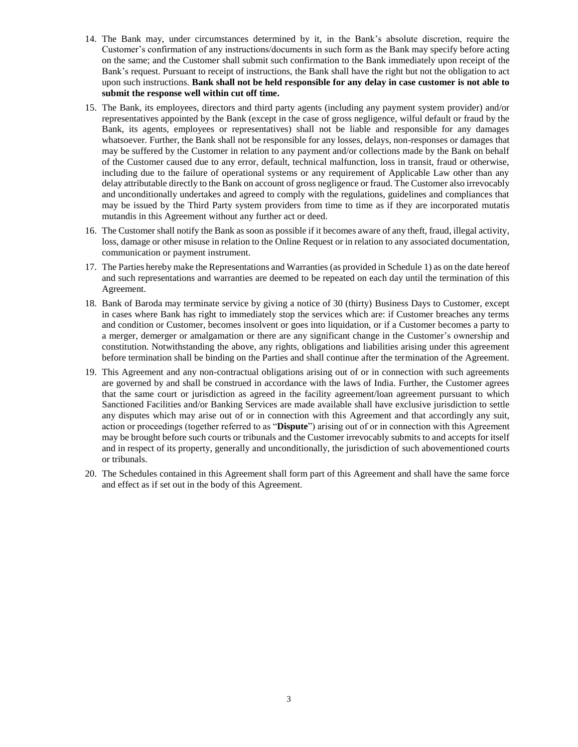14. The Bank may, under circumstances determined by it, in the Bank's absolute discretion, require the Customer's confirmation of any instructions/documents in such form as the Bank may specify before acting on the same; and the Customer shall submit such confirmation to the Bank immediately upon receipt of the Bank's request. Pursuant to receipt of instructions, the Bank shall have the right but not the obligation to act upon such instructions. **Bank shall not be held responsible for any delay in case customer is not able to submit the response well within cut off time.**
15. The Bank, its employees, directors and third party agents (including any payment system provider) and/or representatives appointed by the Bank (except in the case of gross negligence, wilful default or fraud by the Bank, its agents, employees or representatives) shall not be liable and responsible for any damages whatsoever. Further, the Bank shall not be responsible for any losses, delays, non-responses or damages that may be suffered by the Customer in relation to any payment and/or collections made by the Bank on behalf of the Customer caused due to any error, default, technical malfunction, loss in transit, fraud or otherwise, including due to the failure of operational systems or any requirement of Applicable Law other than any delay attributable directly to the Bank on account of gross negligence or fraud. The Customer also irrevocably and unconditionally undertakes and agreed to comply with the regulations, guidelines and compliances that may be issued by the Third Party system providers from time to time as if they are incorporated mutatis mutandis in this Agreement without any further act or deed.
16. The Customer shall notify the Bank as soon as possible if it becomes aware of any theft, fraud, illegal activity, loss, damage or other misuse in relation to the Online Request or in relation to any associated documentation, communication or payment instrument.
17. The Parties hereby make the Representations and Warranties (as provided in Schedule 1) as on the date hereof and such representations and warranties are deemed to be repeated on each day until the termination of this Agreement.
18. Bank of Baroda may terminate service by giving a notice of 30 (thirty) Business Days to Customer, except in cases where Bank has right to immediately stop the services which are: if Customer breaches any terms and condition or Customer, becomes insolvent or goes into liquidation, or if a Customer becomes a party to a merger, demerger or amalgamation or there are any significant change in the Customer's ownership and constitution. Notwithstanding the above, any rights, obligations and liabilities arising under this agreement before termination shall be binding on the Parties and shall continue after the termination of the Agreement.
19. This Agreement and any non-contractual obligations arising out of or in connection with such agreements are governed by and shall be construed in accordance with the laws of India. Further, the Customer agrees that the same court or jurisdiction as agreed in the facility agreement/loan agreement pursuant to which Sanctioned Facilities and/or Banking Services are made available shall have exclusive jurisdiction to settle any disputes which may arise out of or in connection with this Agreement and that accordingly any suit, action or proceedings (together referred to as "**Dispute**") arising out of or in connection with this Agreement may be brought before such courts or tribunals and the Customer irrevocably submits to and accepts for itself and in respect of its property, generally and unconditionally, the jurisdiction of such abovementioned courts or tribunals.
20. The Schedules contained in this Agreement shall form part of this Agreement and shall have the same force and effect as if set out in the body of this Agreement.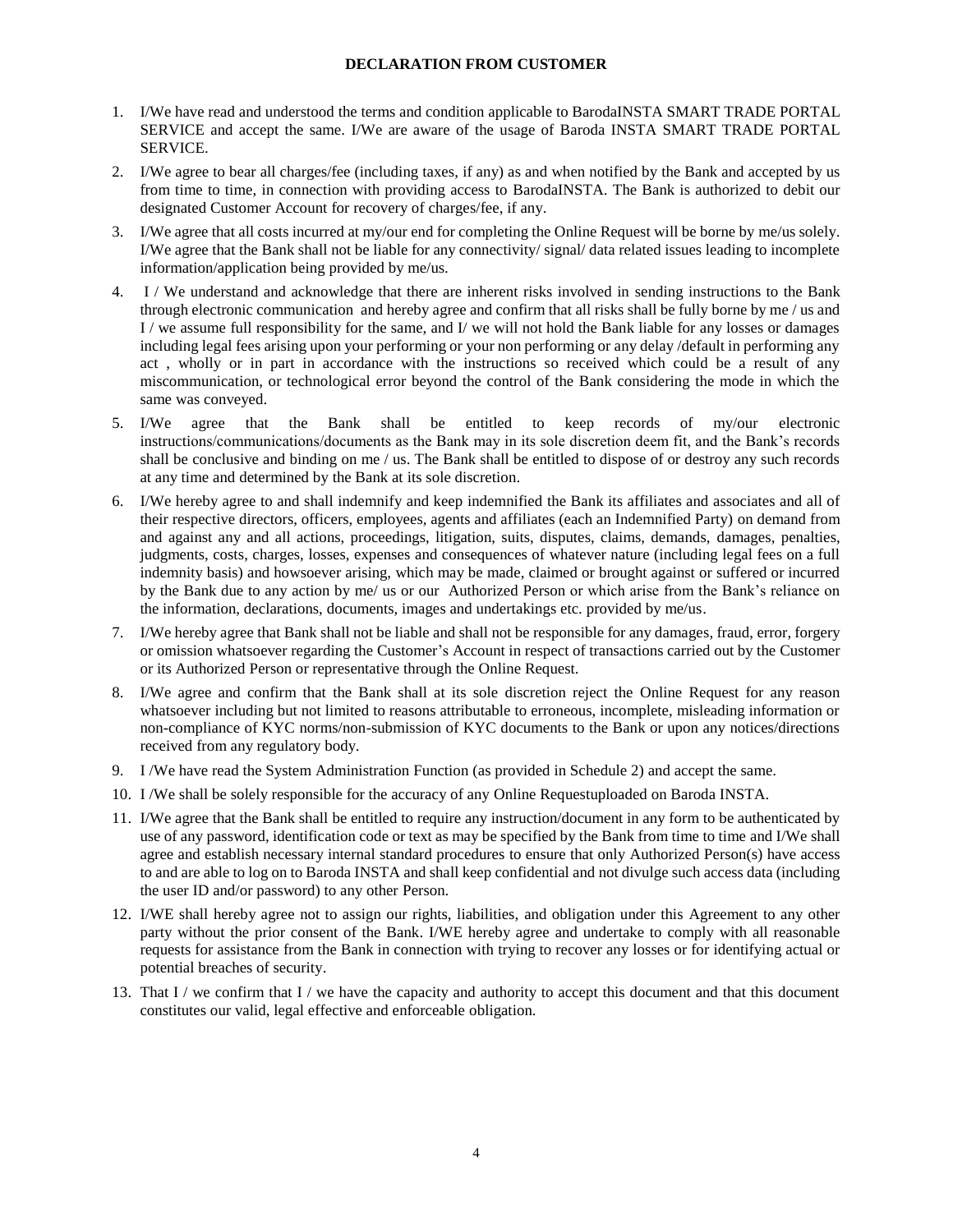**DECLARATION FROM CUSTOMER**

1. I/We have read and understood the terms and condition applicable to BarodaINSTA SMART TRADE PORTAL SERVICE and accept the same. I/We are aware of the usage of Baroda INSTA SMART TRADE PORTAL SERVICE.
2. I/We agree to bear all charges/fee (including taxes, if any) as and when notified by the Bank and accepted by us from time to time, in connection with providing access to BarodaINSTA. The Bank is authorized to debit our designated Customer Account for recovery of charges/fee, if any.
3. I/We agree that all costs incurred at my/our end for completing the Online Request will be borne by me/us solely. I/We agree that the Bank shall not be liable for any connectivity/ signal/ data related issues leading to incomplete information/application being provided by me/us.
4. I / We understand and acknowledge that there are inherent risks involved in sending instructions to the Bank through electronic communication and hereby agree and confirm that all risks shall be fully borne by me / us and I / we assume full responsibility for the same, and I/ we will not hold the Bank liable for any losses or damages including legal fees arising upon your performing or your non performing or any delay /default in performing any act , wholly or in part in accordance with the instructions so received which could be a result of any miscommunication, or technological error beyond the control of the Bank considering the mode in which the same was conveyed.
5. I/We agree that the Bank shall be entitled to keep records of my/our electronic instructions/communications/documents as the Bank may in its sole discretion deem fit, and the Bank's records shall be conclusive and binding on me / us. The Bank shall be entitled to dispose of or destroy any such records at any time and determined by the Bank at its sole discretion.
6. I/We hereby agree to and shall indemnify and keep indemnified the Bank its affiliates and associates and all of their respective directors, officers, employees, agents and affiliates (each an Indemnified Party) on demand from and against any and all actions, proceedings, litigation, suits, disputes, claims, demands, damages, penalties, judgments, costs, charges, losses, expenses and consequences of whatever nature (including legal fees on a full indemnity basis) and howsoever arising, which may be made, claimed or brought against or suffered or incurred by the Bank due to any action by me/ us or our Authorized Person or which arise from the Bank's reliance on the information, declarations, documents, images and undertakings etc. provided by me/us.
7. I/We hereby agree that Bank shall not be liable and shall not be responsible for any damages, fraud, error, forgery or omission whatsoever regarding the Customer's Account in respect of transactions carried out by the Customer or its Authorized Person or representative through the Online Request.
8. I/We agree and confirm that the Bank shall at its sole discretion reject the Online Request for any reason whatsoever including but not limited to reasons attributable to erroneous, incomplete, misleading information or non-compliance of KYC norms/non-submission of KYC documents to the Bank or upon any notices/directions received from any regulatory body.
9. I /We have read the System Administration Function (as provided in Schedule 2) and accept the same.
10. I /We shall be solely responsible for the accuracy of any Online Requestuploaded on Baroda INSTA.
11. I/We agree that the Bank shall be entitled to require any instruction/document in any form to be authenticated by use of any password, identification code or text as may be specified by the Bank from time to time and I/We shall agree and establish necessary internal standard procedures to ensure that only Authorized Person(s) have access to and are able to log on to Baroda INSTA and shall keep confidential and not divulge such access data (including the user ID and/or password) to any other Person.
12. I/WE shall hereby agree not to assign our rights, liabilities, and obligation under this Agreement to any other party without the prior consent of the Bank. I/WE hereby agree and undertake to comply with all reasonable requests for assistance from the Bank in connection with trying to recover any losses or for identifying actual or potential breaches of security.
13. That I / we confirm that I / we have the capacity and authority to accept this document and that this document constitutes our valid, legal effective and enforceable obligation.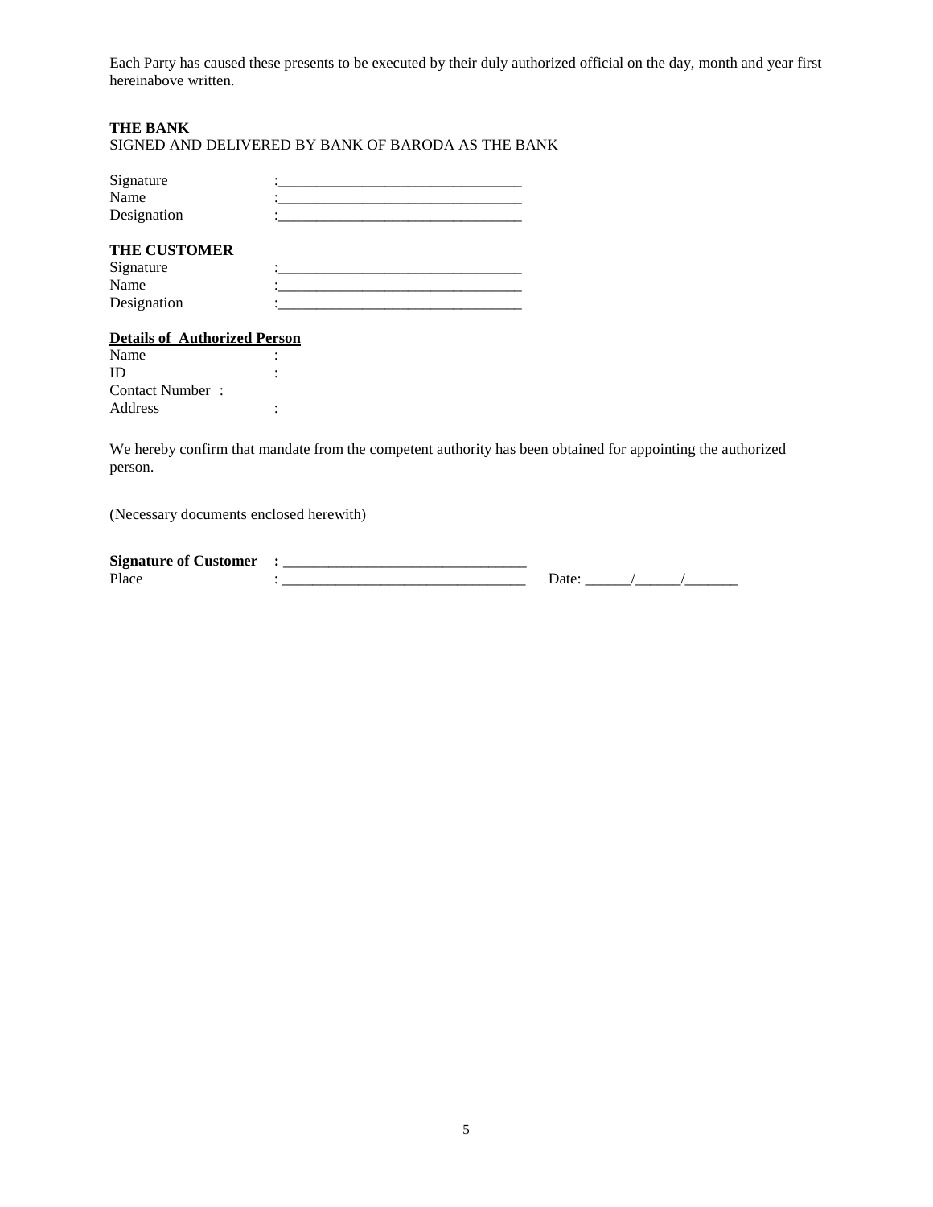Each Party has caused these presents to be executed by their duly authorized official on the day, month and year first hereinabove written.

**THE BANK**

SIGNED AND DELIVERED BY BANK OF BARODA AS THE BANK

Signature :________________________________

Name :________________________________

Designation :________________________________

**THE CUSTOMER**

Signature :________________________________

Name :________________________________

Designation :________________________________

**Details of Authorized Person**

Name :

ID :

Contact Number :

Address :

We hereby confirm that mandate from the competent authority has been obtained for appointing the authorized person.

(Necessary documents enclosed herewith)

**Signature of Customer :** ________________________________

Place : ________________________________ Date: ______/______/_______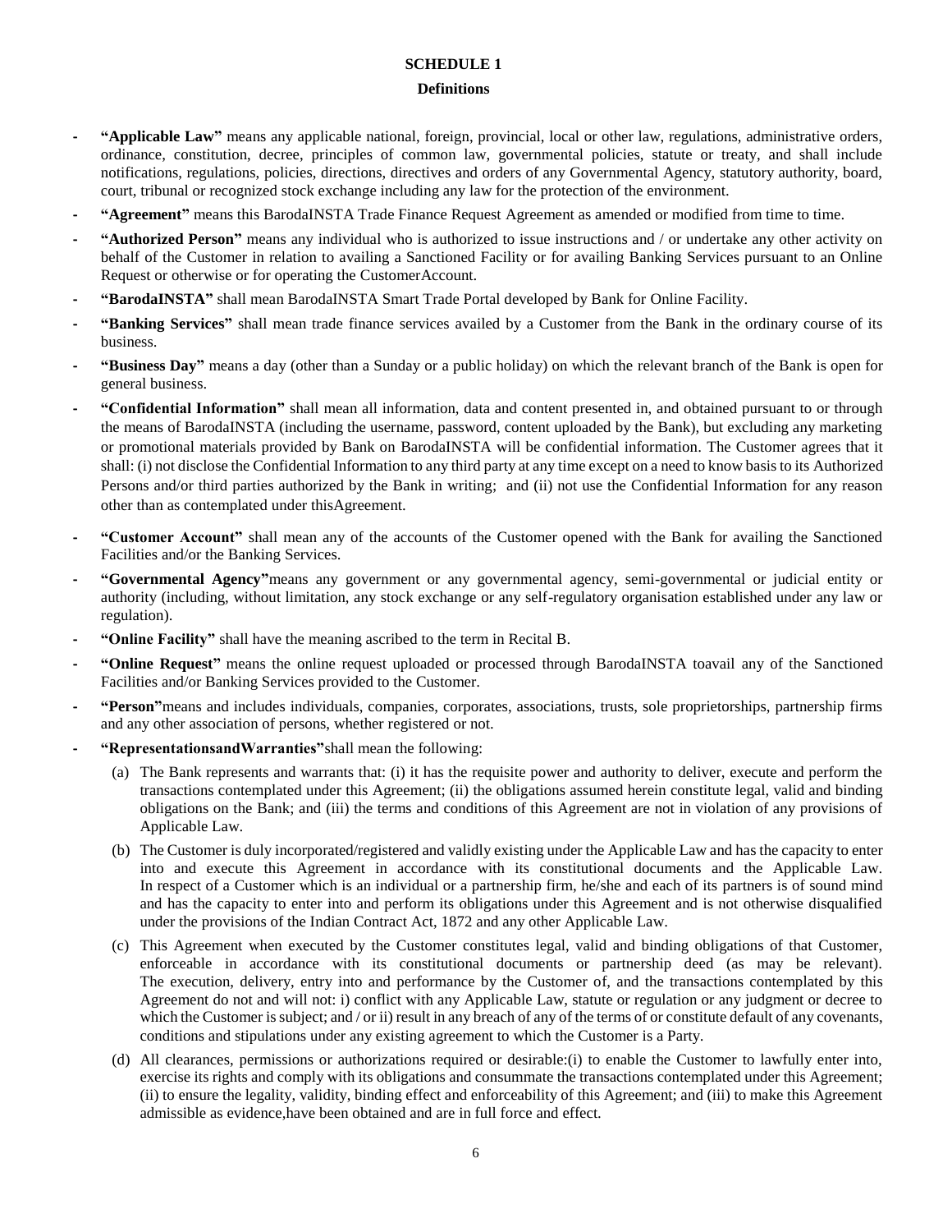## SCHEDULE 1

### Definitions

- **"Applicable Law"** means any applicable national, foreign, provincial, local or other law, regulations, administrative orders, ordinance, constitution, decree, principles of common law, governmental policies, statute or treaty, and shall include notifications, regulations, policies, directions, directives and orders of any Governmental Agency, statutory authority, board, court, tribunal or recognized stock exchange including any law for the protection of the environment.
- **"Agreement"** means this BarodaINSTA Trade Finance Request Agreement as amended or modified from time to time.
- **"Authorized Person"** means any individual who is authorized to issue instructions and / or undertake any other activity on behalf of the Customer in relation to availing a Sanctioned Facility or for availing Banking Services pursuant to an Online Request or otherwise or for operating the CustomerAccount.
- **"BarodaINSTA"** shall mean BarodaINSTA Smart Trade Portal developed by Bank for Online Facility.
- **"Banking Services"** shall mean trade finance services availed by a Customer from the Bank in the ordinary course of its business.
- **"Business Day"** means a day (other than a Sunday or a public holiday) on which the relevant branch of the Bank is open for general business.
- **"Confidential Information"** shall mean all information, data and content presented in, and obtained pursuant to or through the means of BarodaINSTA (including the username, password, content uploaded by the Bank), but excluding any marketing or promotional materials provided by Bank on BarodaINSTA will be confidential information. The Customer agrees that it shall: (i) not disclose the Confidential Information to any third party at any time except on a need to know basis to its Authorized Persons and/or third parties authorized by the Bank in writing; and (ii) not use the Confidential Information for any reason other than as contemplated under thisAgreement.
- **"Customer Account"** shall mean any of the accounts of the Customer opened with the Bank for availing the Sanctioned Facilities and/or the Banking Services.
- **"Governmental Agency"**means any government or any governmental agency, semi-governmental or judicial entity or authority (including, without limitation, any stock exchange or any self-regulatory organisation established under any law or regulation).
- **"Online Facility"** shall have the meaning ascribed to the term in Recital B.
- **"Online Request"** means the online request uploaded or processed through BarodaINSTA toavail any of the Sanctioned Facilities and/or Banking Services provided to the Customer.
- **"Person"**means and includes individuals, companies, corporates, associations, trusts, sole proprietorships, partnership firms and any other association of persons, whether registered or not.
- **"RepresentationsandWarranties"**shall mean the following:
  - (a) The Bank represents and warrants that: (i) it has the requisite power and authority to deliver, execute and perform the transactions contemplated under this Agreement; (ii) the obligations assumed herein constitute legal, valid and binding obligations on the Bank; and (iii) the terms and conditions of this Agreement are not in violation of any provisions of Applicable Law.
  - (b) The Customer is duly incorporated/registered and validly existing under the Applicable Law and has the capacity to enter into and execute this Agreement in accordance with its constitutional documents and the Applicable Law. In respect of a Customer which is an individual or a partnership firm, he/she and each of its partners is of sound mind and has the capacity to enter into and perform its obligations under this Agreement and is not otherwise disqualified under the provisions of the Indian Contract Act, 1872 and any other Applicable Law.
  - (c) This Agreement when executed by the Customer constitutes legal, valid and binding obligations of that Customer, enforceable in accordance with its constitutional documents or partnership deed (as may be relevant). The execution, delivery, entry into and performance by the Customer of, and the transactions contemplated by this Agreement do not and will not: i) conflict with any Applicable Law, statute or regulation or any judgment or decree to which the Customer is subject; and / or ii) result in any breach of any of the terms of or constitute default of any covenants, conditions and stipulations under any existing agreement to which the Customer is a Party.
  - (d) All clearances, permissions or authorizations required or desirable:(i) to enable the Customer to lawfully enter into, exercise its rights and comply with its obligations and consummate the transactions contemplated under this Agreement; (ii) to ensure the legality, validity, binding effect and enforceability of this Agreement; and (iii) to make this Agreement admissible as evidence,have been obtained and are in full force and effect.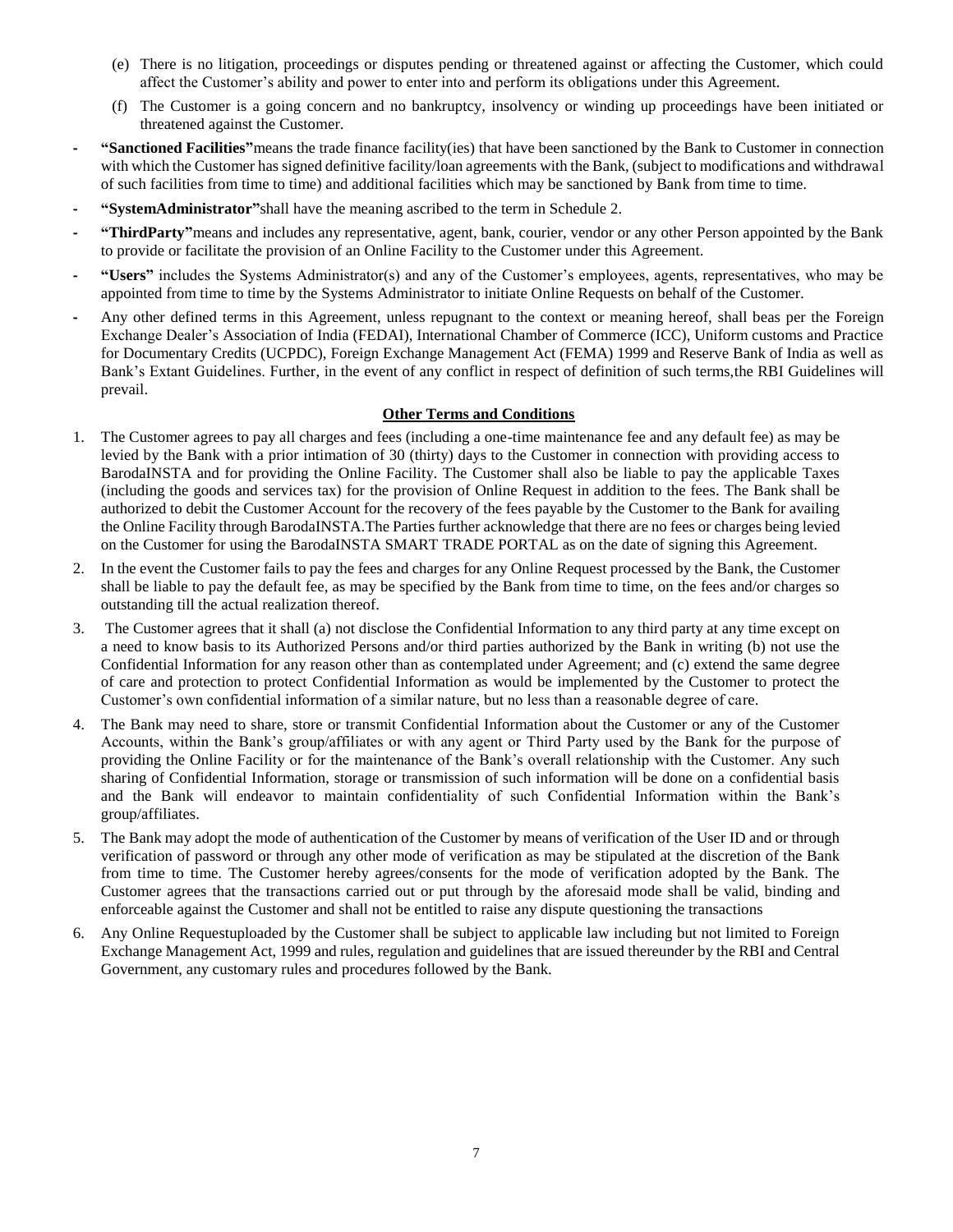(e) There is no litigation, proceedings or disputes pending or threatened against or affecting the Customer, which could affect the Customer's ability and power to enter into and perform its obligations under this Agreement.

(f) The Customer is a going concern and no bankruptcy, insolvency or winding up proceedings have been initiated or threatened against the Customer.

- **"Sanctioned Facilities"**means the trade finance facility(ies) that have been sanctioned by the Bank to Customer in connection with which the Customer has signed definitive facility/loan agreements with the Bank, (subject to modifications and withdrawal of such facilities from time to time) and additional facilities which may be sanctioned by Bank from time to time.
- **"SystemAdministrator"**shall have the meaning ascribed to the term in Schedule 2.
- **"ThirdParty"**means and includes any representative, agent, bank, courier, vendor or any other Person appointed by the Bank to provide or facilitate the provision of an Online Facility to the Customer under this Agreement.
- **"Users"** includes the Systems Administrator(s) and any of the Customer's employees, agents, representatives, who may be appointed from time to time by the Systems Administrator to initiate Online Requests on behalf of the Customer.
- Any other defined terms in this Agreement, unless repugnant to the context or meaning hereof, shall beas per the Foreign Exchange Dealer's Association of India (FEDAI), International Chamber of Commerce (ICC), Uniform customs and Practice for Documentary Credits (UCPDC), Foreign Exchange Management Act (FEMA) 1999 and Reserve Bank of India as well as Bank's Extant Guidelines. Further, in the event of any conflict in respect of definition of such terms,the RBI Guidelines will prevail.

**Other Terms and Conditions**

1. The Customer agrees to pay all charges and fees (including a one-time maintenance fee and any default fee) as may be levied by the Bank with a prior intimation of 30 (thirty) days to the Customer in connection with providing access to BarodaINSTA and for providing the Online Facility. The Customer shall also be liable to pay the applicable Taxes (including the goods and services tax) for the provision of Online Request in addition to the fees. The Bank shall be authorized to debit the Customer Account for the recovery of the fees payable by the Customer to the Bank for availing the Online Facility through BarodaINSTA.The Parties further acknowledge that there are no fees or charges being levied on the Customer for using the BarodaINSTA SMART TRADE PORTAL as on the date of signing this Agreement.
2. In the event the Customer fails to pay the fees and charges for any Online Request processed by the Bank, the Customer shall be liable to pay the default fee, as may be specified by the Bank from time to time, on the fees and/or charges so outstanding till the actual realization thereof.
3. The Customer agrees that it shall (a) not disclose the Confidential Information to any third party at any time except on a need to know basis to its Authorized Persons and/or third parties authorized by the Bank in writing (b) not use the Confidential Information for any reason other than as contemplated under Agreement; and (c) extend the same degree of care and protection to protect Confidential Information as would be implemented by the Customer to protect the Customer's own confidential information of a similar nature, but no less than a reasonable degree of care.
4. The Bank may need to share, store or transmit Confidential Information about the Customer or any of the Customer Accounts, within the Bank's group/affiliates or with any agent or Third Party used by the Bank for the purpose of providing the Online Facility or for the maintenance of the Bank's overall relationship with the Customer. Any such sharing of Confidential Information, storage or transmission of such information will be done on a confidential basis and the Bank will endeavor to maintain confidentiality of such Confidential Information within the Bank's group/affiliates.
5. The Bank may adopt the mode of authentication of the Customer by means of verification of the User ID and or through verification of password or through any other mode of verification as may be stipulated at the discretion of the Bank from time to time. The Customer hereby agrees/consents for the mode of verification adopted by the Bank. The Customer agrees that the transactions carried out or put through by the aforesaid mode shall be valid, binding and enforceable against the Customer and shall not be entitled to raise any dispute questioning the transactions
6. Any Online Requestuploaded by the Customer shall be subject to applicable law including but not limited to Foreign Exchange Management Act, 1999 and rules, regulation and guidelines that are issued thereunder by the RBI and Central Government, any customary rules and procedures followed by the Bank.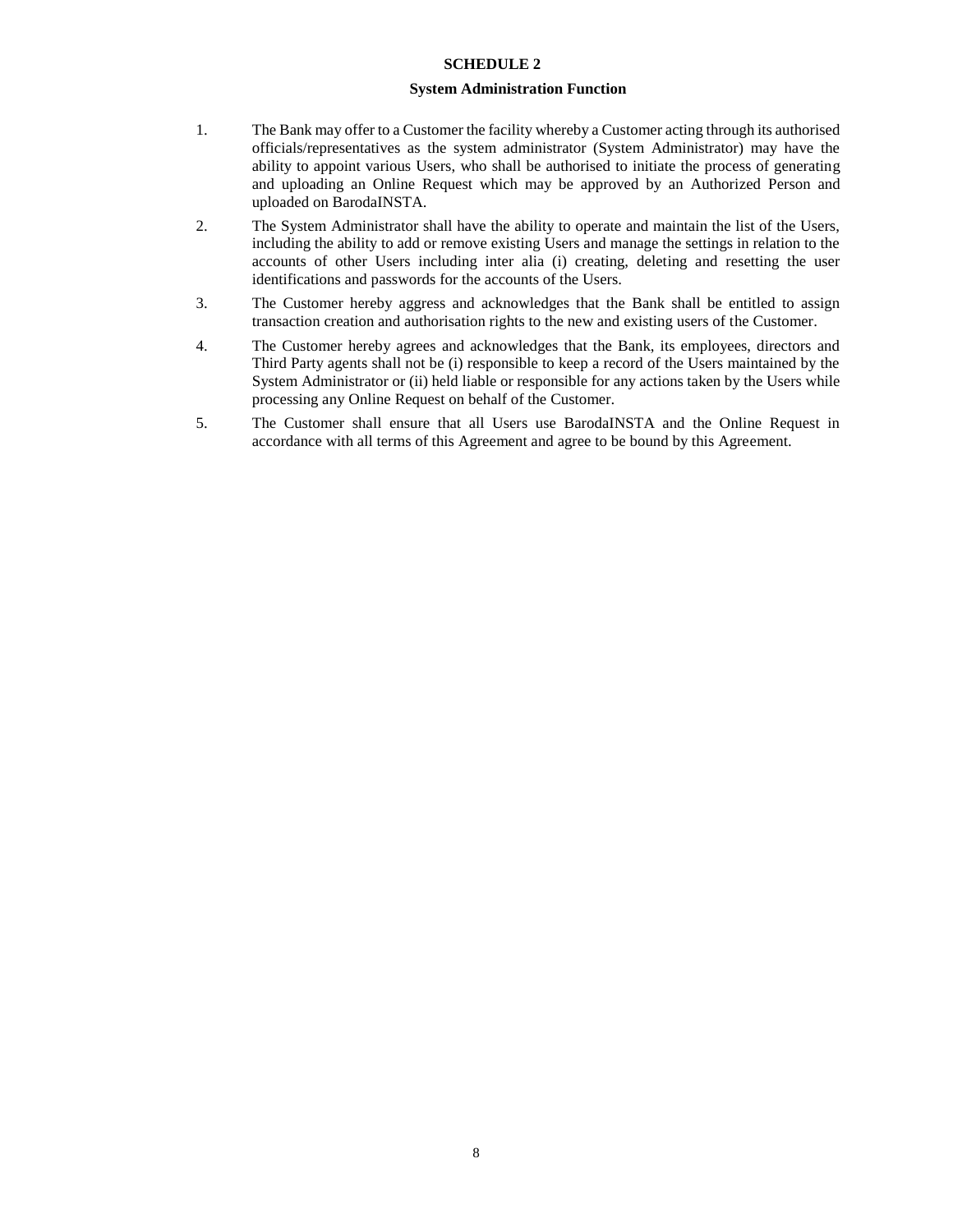# SCHEDULE 2

## System Administration Function

1. The Bank may offer to a Customer the facility whereby a Customer acting through its authorised officials/representatives as the system administrator (System Administrator) may have the ability to appoint various Users, who shall be authorised to initiate the process of generating and uploading an Online Request which may be approved by an Authorized Person and uploaded on BarodaINSTA.
2. The System Administrator shall have the ability to operate and maintain the list of the Users, including the ability to add or remove existing Users and manage the settings in relation to the accounts of other Users including inter alia (i) creating, deleting and resetting the user identifications and passwords for the accounts of the Users.
3. The Customer hereby aggress and acknowledges that the Bank shall be entitled to assign transaction creation and authorisation rights to the new and existing users of the Customer.
4. The Customer hereby agrees and acknowledges that the Bank, its employees, directors and Third Party agents shall not be (i) responsible to keep a record of the Users maintained by the System Administrator or (ii) held liable or responsible for any actions taken by the Users while processing any Online Request on behalf of the Customer.
5. The Customer shall ensure that all Users use BarodaINSTA and the Online Request in accordance with all terms of this Agreement and agree to be bound by this Agreement.